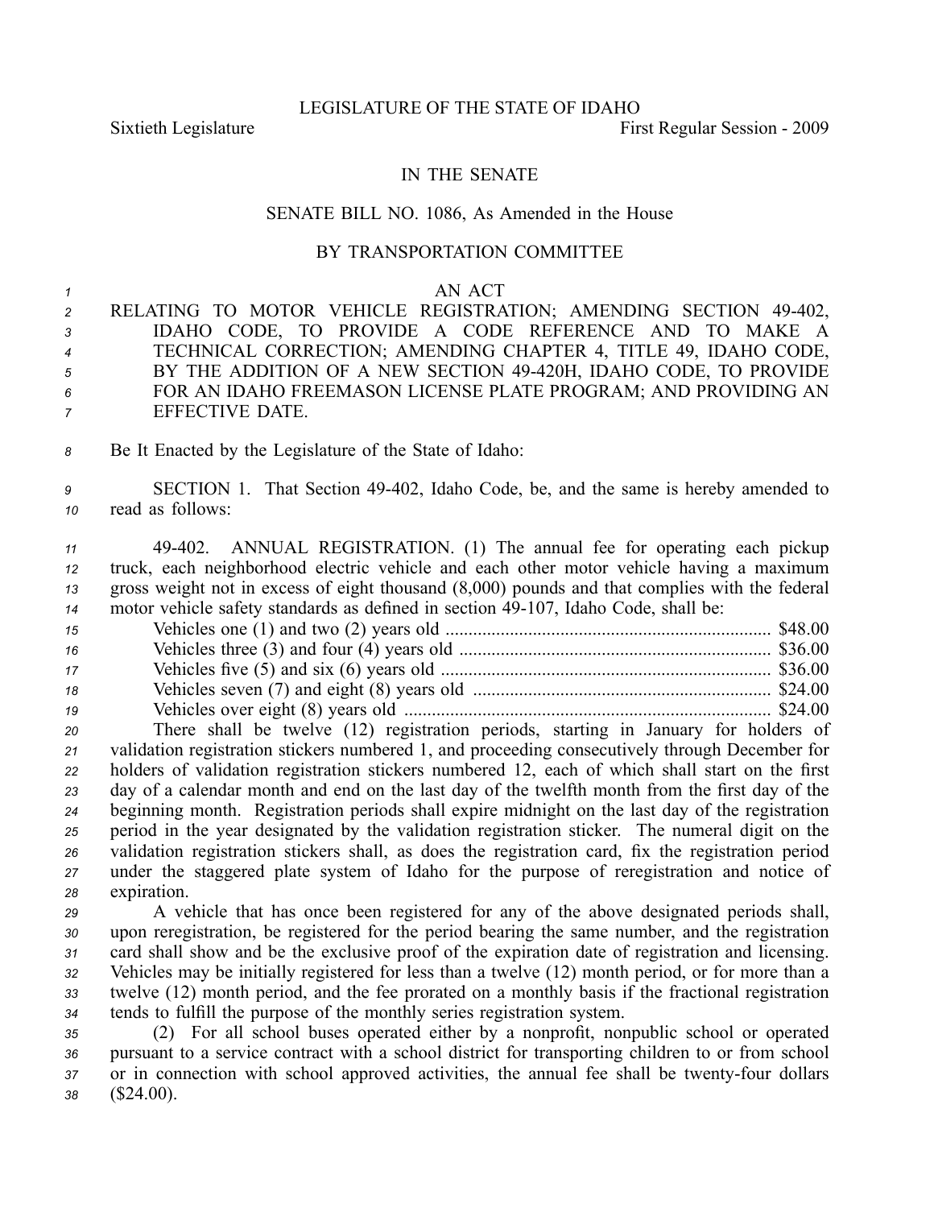LEGISLATURE OF THE STATE OF IDAHO

Sixtieth Legislature First Regular Session - 2009

IN THE SENATE

SENATE BILL NO. 1086, As Amended in the House

BY TRANSPORTATION COMMITTEE

AN ACT

RELATING TO MOTOR VEHICLE REGISTRATION; AMENDING SECTION 49-402, IDAHO CODE, TO PROVIDE A CODE REFERENCE AND TO MAKE A TECHNICAL CORRECTION; AMENDING CHAPTER 4, TITLE 49, IDAHO CODE, BY THE ADDITION OF A NEW SECTION 49-420H, IDAHO CODE, TO PROVIDE FOR AN IDAHO FREEMASON LICENSE PLATE PROGRAM; AND PROVIDING AN EFFECTIVE DATE.

Be It Enacted by the Legislature of the State of Idaho:

SECTION 1. That Section 49-402, Idaho Code, be, and the same is hereby amended to read as follows:

49-402. ANNUAL REGISTRATION. (1) The annual fee for operating each pickup truck, each neighborhood electric vehicle and each other motor vehicle having a maximum gross weight not in excess of eight thousand (8,000) pounds and that complies with the federal motor vehicle safety standards as defined in section 49-107, Idaho Code, shall be:

Vehicles one (1) and two (2) years old ........................................................................ $48.00
Vehicles three (3) and four (4) years old ...................................................................... $36.00
Vehicles five (5) and six (6) years old .......................................................................... $36.00
Vehicles seven (7) and eight (8) years old ................................................................... $24.00
Vehicles over eight (8) years old ................................................................................. $24.00

There shall be twelve (12) registration periods, starting in January for holders of validation registration stickers numbered 1, and proceeding consecutively through December for holders of validation registration stickers numbered 12, each of which shall start on the first day of a calendar month and end on the last day of the twelfth month from the first day of the beginning month. Registration periods shall expire midnight on the last day of the registration period in the year designated by the validation registration sticker. The numeral digit on the validation registration stickers shall, as does the registration card, fix the registration period under the staggered plate system of Idaho for the purpose of reregistration and notice of expiration.

A vehicle that has once been registered for any of the above designated periods shall, upon reregistration, be registered for the period bearing the same number, and the registration card shall show and be the exclusive proof of the expiration date of registration and licensing. Vehicles may be initially registered for less than a twelve (12) month period, or for more than a twelve (12) month period, and the fee prorated on a monthly basis if the fractional registration tends to fulfill the purpose of the monthly series registration system.

(2) For all school buses operated either by a nonprofit, nonpublic school or operated pursuant to a service contract with a school district for transporting children to or from school or in connection with school approved activities, the annual fee shall be twenty-four dollars ($24.00).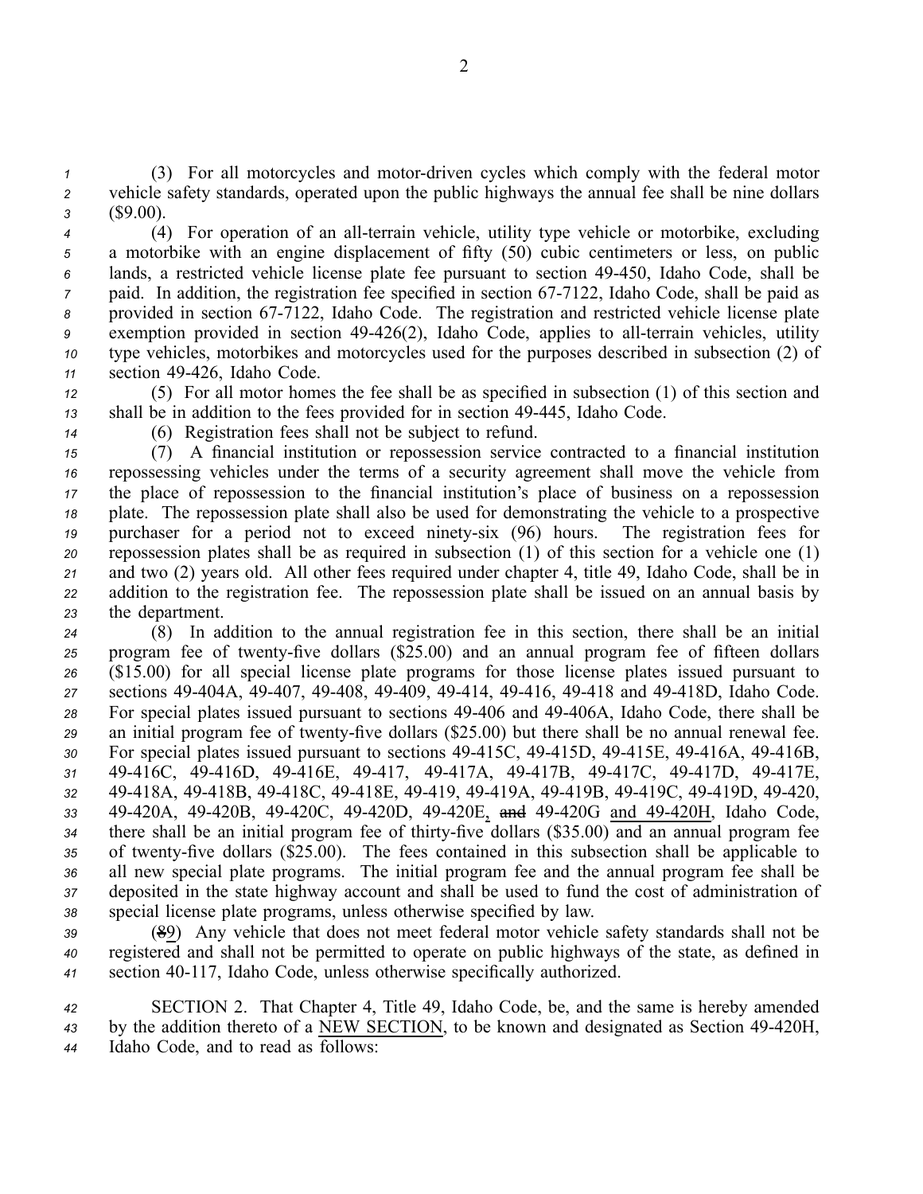(3) For all motorcycles and motor-driven cycles which comply with the federal motor vehicle safety standards, operated upon the public highways the annual fee shall be nine dollars ($9.00).

(4) For operation of an all-terrain vehicle, utility type vehicle or motorbike, excluding a motorbike with an engine displacement of fifty (50) cubic centimeters or less, on public lands, a restricted vehicle license plate fee pursuant to section 49-450, Idaho Code, shall be paid. In addition, the registration fee specified in section 67-7122, Idaho Code, shall be paid as provided in section 67-7122, Idaho Code. The registration and restricted vehicle license plate exemption provided in section 49-426(2), Idaho Code, applies to all-terrain vehicles, utility type vehicles, motorbikes and motorcycles used for the purposes described in subsection (2) of section 49-426, Idaho Code.

(5) For all motor homes the fee shall be as specified in subsection (1) of this section and shall be in addition to the fees provided for in section 49-445, Idaho Code.

(6) Registration fees shall not be subject to refund.

(7) A financial institution or repossession service contracted to a financial institution repossessing vehicles under the terms of a security agreement shall move the vehicle from the place of repossession to the financial institution's place of business on a repossession plate. The repossession plate shall also be used for demonstrating the vehicle to a prospective purchaser for a period not to exceed ninety-six (96) hours. The registration fees for repossession plates shall be as required in subsection (1) of this section for a vehicle one (1) and two (2) years old. All other fees required under chapter 4, title 49, Idaho Code, shall be in addition to the registration fee. The repossession plate shall be issued on an annual basis by the department.

(8) In addition to the annual registration fee in this section, there shall be an initial program fee of twenty-five dollars ($25.00) and an annual program fee of fifteen dollars ($15.00) for all special license plate programs for those license plates issued pursuant to sections 49-404A, 49-407, 49-408, 49-409, 49-414, 49-416, 49-418 and 49-418D, Idaho Code. For special plates issued pursuant to sections 49-406 and 49-406A, Idaho Code, there shall be an initial program fee of twenty-five dollars ($25.00) but there shall be no annual renewal fee. For special plates issued pursuant to sections 49-415C, 49-415D, 49-415E, 49-416A, 49-416B, 49-416C, 49-416D, 49-416E, 49-417, 49-417A, 49-417B, 49-417C, 49-417D, 49-417E, 49-418A, 49-418B, 49-418C, 49-418E, 49-419, 49-419A, 49-419B, 49-419C, 49-419D, 49-420, 49-420A, 49-420B, 49-420C, 49-420D, 49-420E, ~~and~~ 49-420G and 49-420H, Idaho Code, there shall be an initial program fee of thirty-five dollars ($35.00) and an annual program fee of twenty-five dollars ($25.00). The fees contained in this subsection shall be applicable to all new special plate programs. The initial program fee and the annual program fee shall be deposited in the state highway account and shall be used to fund the cost of administration of special license plate programs, unless otherwise specified by law.

(~~8~~9) Any vehicle that does not meet federal motor vehicle safety standards shall not be registered and shall not be permitted to operate on public highways of the state, as defined in section 40-117, Idaho Code, unless otherwise specifically authorized.

SECTION 2. That Chapter 4, Title 49, Idaho Code, be, and the same is hereby amended by the addition thereto of a NEW SECTION, to be known and designated as Section 49-420H, Idaho Code, and to read as follows: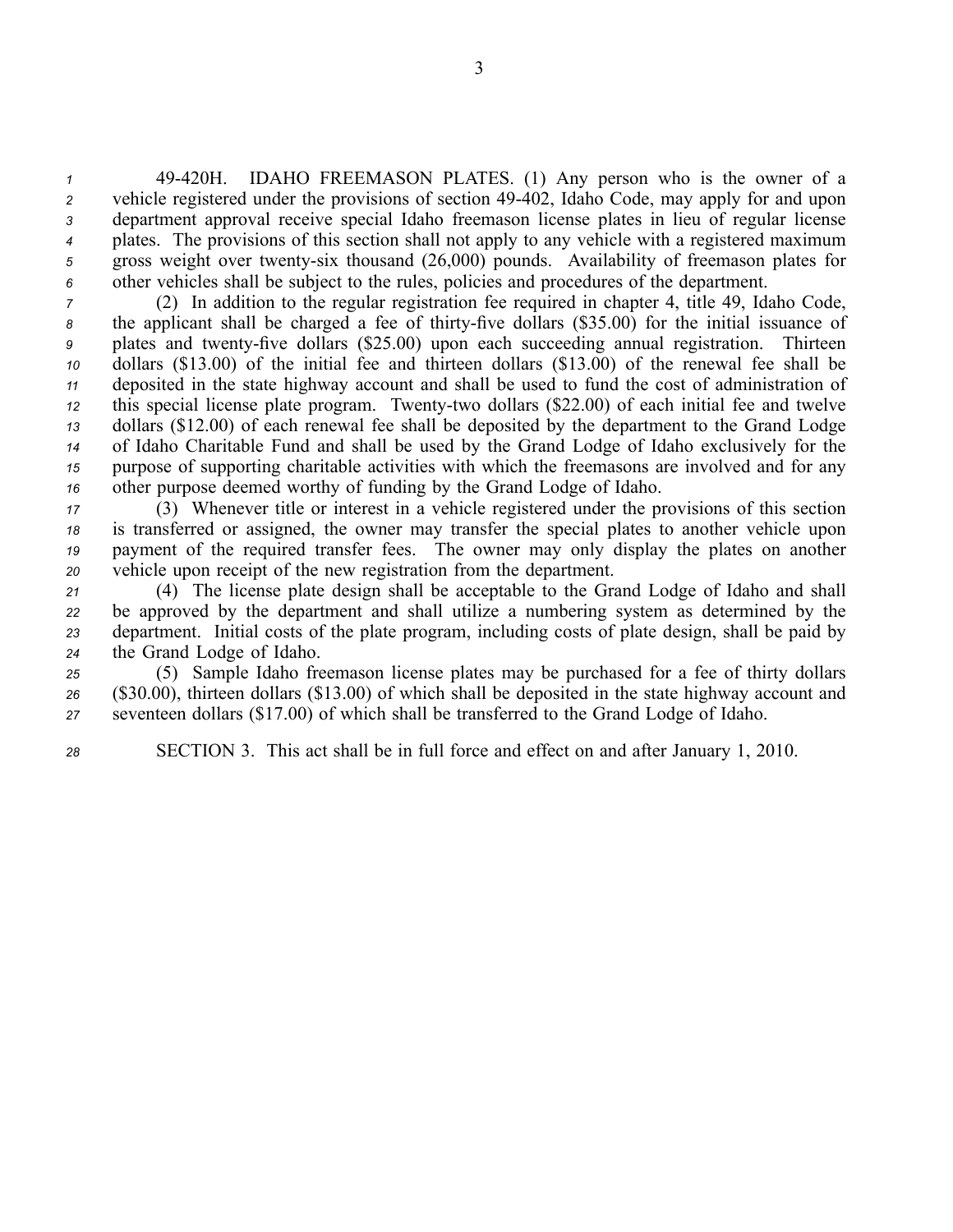49-420H. IDAHO FREEMASON PLATES. (1) Any person who is the owner of a vehicle registered under the provisions of section 49-402, Idaho Code, may apply for and upon department approval receive special Idaho freemason license plates in lieu of regular license plates. The provisions of this section shall not apply to any vehicle with a registered maximum gross weight over twenty-six thousand (26,000) pounds. Availability of freemason plates for other vehicles shall be subject to the rules, policies and procedures of the department.

(2) In addition to the regular registration fee required in chapter 4, title 49, Idaho Code, the applicant shall be charged a fee of thirty-five dollars ($35.00) for the initial issuance of plates and twenty-five dollars ($25.00) upon each succeeding annual registration. Thirteen dollars ($13.00) of the initial fee and thirteen dollars ($13.00) of the renewal fee shall be deposited in the state highway account and shall be used to fund the cost of administration of this special license plate program. Twenty-two dollars ($22.00) of each initial fee and twelve dollars ($12.00) of each renewal fee shall be deposited by the department to the Grand Lodge of Idaho Charitable Fund and shall be used by the Grand Lodge of Idaho exclusively for the purpose of supporting charitable activities with which the freemasons are involved and for any other purpose deemed worthy of funding by the Grand Lodge of Idaho.

(3) Whenever title or interest in a vehicle registered under the provisions of this section is transferred or assigned, the owner may transfer the special plates to another vehicle upon payment of the required transfer fees. The owner may only display the plates on another vehicle upon receipt of the new registration from the department.

(4) The license plate design shall be acceptable to the Grand Lodge of Idaho and shall be approved by the department and shall utilize a numbering system as determined by the department. Initial costs of the plate program, including costs of plate design, shall be paid by the Grand Lodge of Idaho.

(5) Sample Idaho freemason license plates may be purchased for a fee of thirty dollars ($30.00), thirteen dollars ($13.00) of which shall be deposited in the state highway account and seventeen dollars ($17.00) of which shall be transferred to the Grand Lodge of Idaho.

SECTION 3. This act shall be in full force and effect on and after January 1, 2010.